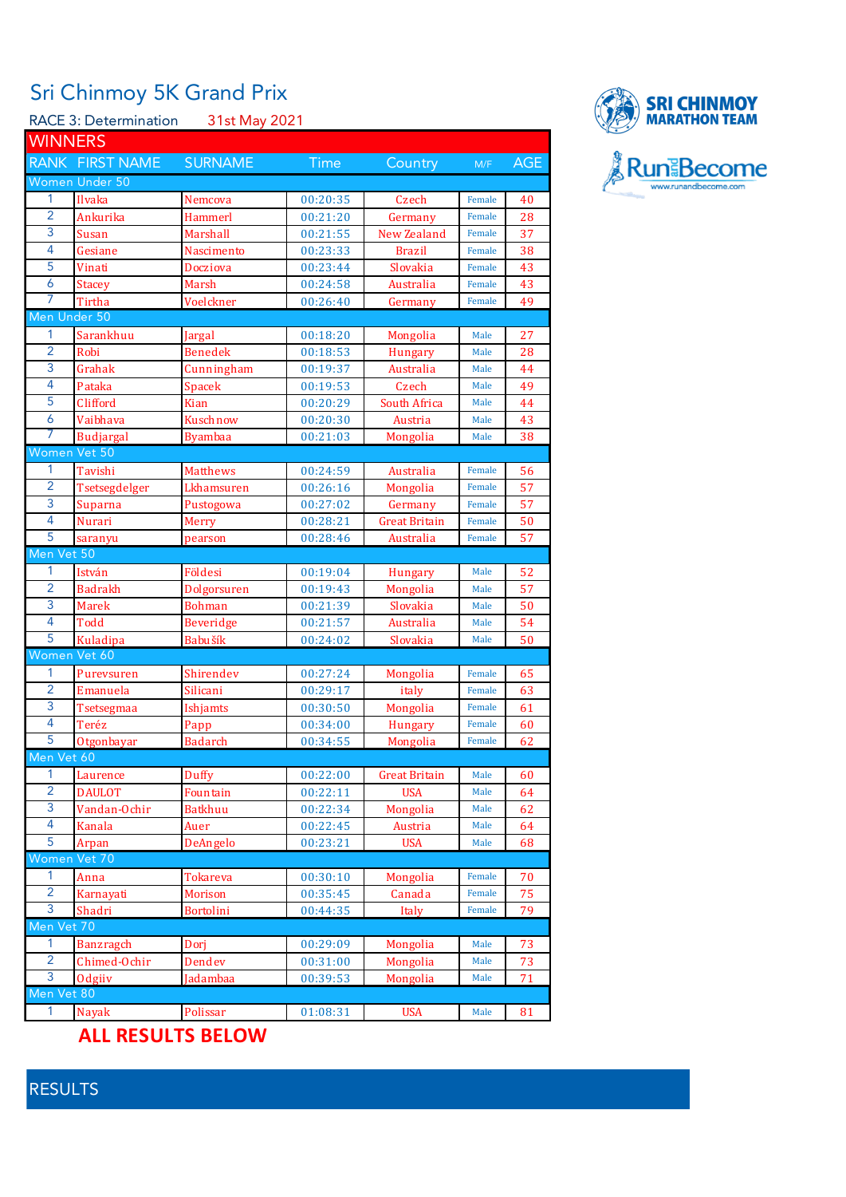# Sri Chinmoy 5K Grand Prix

RACE 3: Determination 31st May 2021

SRI CHINMOY MARATHON TEAM

RunandBecome www.runandbecome.com

## WINNERS

| RANK | FIRST NAME | SURNAME | Time | Country | M/F | AGE |
|---|---|---|---|---|---|---|
| **Women Under 50** | | | | | | |
| 1 | Ilvaka | Nemcova | 00:20:35 | Czech | Female | 40 |
| 2 | Ankurika | Hammerl | 00:21:20 | Germany | Female | 28 |
| 3 | Susan | Marshall | 00:21:55 | New Zealand | Female | 37 |
| 4 | Gesiane | Nascimento | 00:23:33 | Brazil | Female | 38 |
| 5 | Vinati | Docziova | 00:23:44 | Slovakia | Female | 43 |
| 6 | Stacey | Marsh | 00:24:58 | Australia | Female | 43 |
| 7 | Tirtha | Voelckner | 00:26:40 | Germany | Female | 49 |
| **Men Under 50** | | | | | | |
| 1 | Sarankhuu | Jargal | 00:18:20 | Mongolia | Male | 27 |
| 2 | Robi | Benedek | 00:18:53 | Hungary | Male | 28 |
| 3 | Grahak | Cunningham | 00:19:37 | Australia | Male | 44 |
| 4 | Pataka | Spacek | 00:19:53 | Czech | Male | 49 |
| 5 | Clifford | Kian | 00:20:29 | South Africa | Male | 44 |
| 6 | Vaibhava | Kuschnow | 00:20:30 | Austria | Male | 43 |
| 7 | Budjargal | Byambaa | 00:21:03 | Mongolia | Male | 38 |
| **Women Vet 50** | | | | | | |
| 1 | Tavishi | Matthews | 00:24:59 | Australia | Female | 56 |
| 2 | Tsetsegdelger | Lkhamsuren | 00:26:16 | Mongolia | Female | 57 |
| 3 | Suparna | Pustogowa | 00:27:02 | Germany | Female | 57 |
| 4 | Nurari | Merry | 00:28:21 | Great Britain | Female | 50 |
| 5 | saranyu | pearson | 00:28:46 | Australia | Female | 57 |
| **Men Vet 50** | | | | | | |
| 1 | István | Földesi | 00:19:04 | Hungary | Male | 52 |
| 2 | Badrakh | Dolgorsuren | 00:19:43 | Mongolia | Male | 57 |
| 3 | Marek | Bohman | 00:21:39 | Slovakia | Male | 50 |
| 4 | Todd | Beveridge | 00:21:57 | Australia | Male | 54 |
| 5 | Kuladipa | Babušík | 00:24:02 | Slovakia | Male | 50 |
| **Women Vet 60** | | | | | | |
| 1 | Purevsuren | Shirendev | 00:27:24 | Mongolia | Female | 65 |
| 2 | Emanuela | Silicani | 00:29:17 | italy | Female | 63 |
| 3 | Tsetsegmaa | Ishjamts | 00:30:50 | Mongolia | Female | 61 |
| 4 | Teréz | Papp | 00:34:00 | Hungary | Female | 60 |
| 5 | Otgonbayar | Badarch | 00:34:55 | Mongolia | Female | 62 |
| **Men Vet 60** | | | | | | |
| 1 | Laurence | Duffy | 00:22:00 | Great Britain | Male | 60 |
| 2 | DAULOT | Fountain | 00:22:11 | USA | Male | 64 |
| 3 | Vandan-Ochir | Batkhuu | 00:22:34 | Mongolia | Male | 62 |
| 4 | Kanala | Auer | 00:22:45 | Austria | Male | 64 |
| 5 | Arpan | DeAngelo | 00:23:21 | USA | Male | 68 |
| **Women Vet 70** | | | | | | |
| 1 | Anna | Tokareva | 00:30:10 | Mongolia | Female | 70 |
| 2 | Karnayati | Morison | 00:35:45 | Canada | Female | 75 |
| 3 | Shadri | Bortolini | 00:44:35 | Italy | Female | 79 |
| **Men Vet 70** | | | | | | |
| 1 | Banzragch | Dorj | 00:29:09 | Mongolia | Male | 73 |
| 2 | Chimed-Ochir | Dendev | 00:31:00 | Mongolia | Male | 73 |
| 3 | Odgiiv | Jadambaa | 00:39:53 | Mongolia | Male | 71 |
| **Men Vet 80** | | | | | | |
| 1 | Nayak | Polissar | 01:08:31 | USA | Male | 81 |

**ALL RESULTS BELOW**

## RESULTS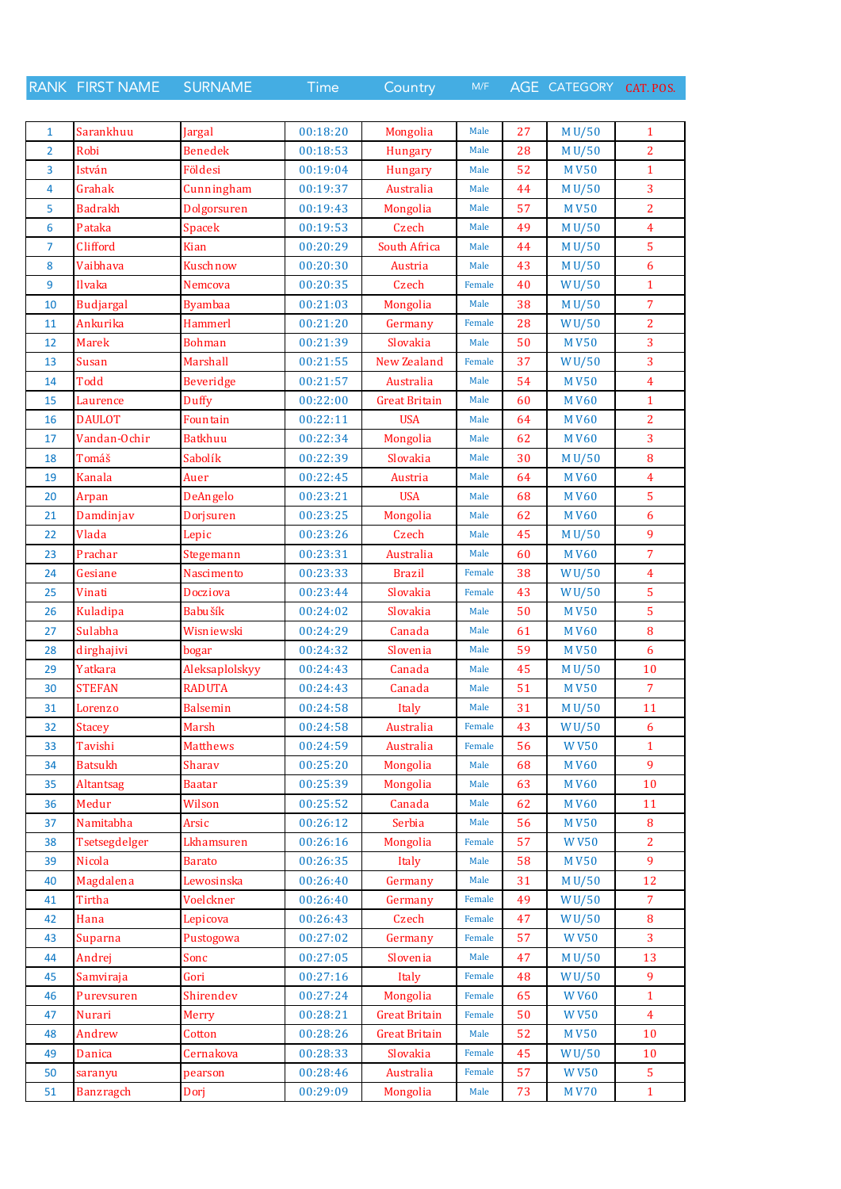| RANK | FIRST NAME | SURNAME | Time | Country | M/F | AGE | CATEGORY | CAT. POS. |
|---|---|---|---|---|---|---|---|---|
| 1 | Sarankhuu | Jargal | 00:18:20 | Mongolia | Male | 27 | M U/50 | 1 |
| 2 | Robi | Benedek | 00:18:53 | Hungary | Male | 28 | M U/50 | 2 |
| 3 | István | Földesi | 00:19:04 | Hungary | Male | 52 | M V50 | 1 |
| 4 | Grahak | Cunningham | 00:19:37 | Australia | Male | 44 | M U/50 | 3 |
| 5 | Badrakh | Dolgorsuren | 00:19:43 | Mongolia | Male | 57 | M V50 | 2 |
| 6 | Pataka | Spacek | 00:19:53 | Czech | Male | 49 | M U/50 | 4 |
| 7 | Clifford | Kian | 00:20:29 | South Africa | Male | 44 | M U/50 | 5 |
| 8 | Vaibhava | Kuschnow | 00:20:30 | Austria | Male | 43 | M U/50 | 6 |
| 9 | Ilvaka | Nemcova | 00:20:35 | Czech | Female | 40 | W U/50 | 1 |
| 10 | Budjargal | Byambaa | 00:21:03 | Mongolia | Male | 38 | M U/50 | 7 |
| 11 | Ankurika | Hammerl | 00:21:20 | Germany | Female | 28 | W U/50 | 2 |
| 12 | Marek | Bohman | 00:21:39 | Slovakia | Male | 50 | M V50 | 3 |
| 13 | Susan | Marshall | 00:21:55 | New Zealand | Female | 37 | W U/50 | 3 |
| 14 | Todd | Beveridge | 00:21:57 | Australia | Male | 54 | M V50 | 4 |
| 15 | Laurence | Duffy | 00:22:00 | Great Britain | Male | 60 | M V60 | 1 |
| 16 | DAULOT | Fountain | 00:22:11 | USA | Male | 64 | M V60 | 2 |
| 17 | Vandan-Ochir | Batkhuu | 00:22:34 | Mongolia | Male | 62 | M V60 | 3 |
| 18 | Tomáš | Sabolík | 00:22:39 | Slovakia | Male | 30 | M U/50 | 8 |
| 19 | Kanala | Auer | 00:22:45 | Austria | Male | 64 | M V60 | 4 |
| 20 | Arpan | DeAngelo | 00:23:21 | USA | Male | 68 | M V60 | 5 |
| 21 | Damdinjav | Dorjsuren | 00:23:25 | Mongolia | Male | 62 | M V60 | 6 |
| 22 | Vlada | Lepic | 00:23:26 | Czech | Male | 45 | M U/50 | 9 |
| 23 | Prachar | Stegemann | 00:23:31 | Australia | Male | 60 | M V60 | 7 |
| 24 | Gesiane | Nascimento | 00:23:33 | Brazil | Female | 38 | W U/50 | 4 |
| 25 | Vinati | Docziova | 00:23:44 | Slovakia | Female | 43 | W U/50 | 5 |
| 26 | Kuladipa | Babušík | 00:24:02 | Slovakia | Male | 50 | M V50 | 5 |
| 27 | Sulabha | Wisniewski | 00:24:29 | Canada | Male | 61 | M V60 | 8 |
| 28 | dirghajivi | bogar | 00:24:32 | Slovenia | Male | 59 | M V50 | 6 |
| 29 | Yatkara | Aleksaplolskyy | 00:24:43 | Canada | Male | 45 | M U/50 | 10 |
| 30 | STEFAN | RADUTA | 00:24:43 | Canada | Male | 51 | M V50 | 7 |
| 31 | Lorenzo | Balsemin | 00:24:58 | Italy | Male | 31 | M U/50 | 11 |
| 32 | Stacey | Marsh | 00:24:58 | Australia | Female | 43 | W U/50 | 6 |
| 33 | Tavishi | Matthews | 00:24:59 | Australia | Female | 56 | W V50 | 1 |
| 34 | Batsukh | Sharav | 00:25:20 | Mongolia | Male | 68 | M V60 | 9 |
| 35 | Altantsag | Baatar | 00:25:39 | Mongolia | Male | 63 | M V60 | 10 |
| 36 | Medur | Wilson | 00:25:52 | Canada | Male | 62 | M V60 | 11 |
| 37 | Namitabha | Arsic | 00:26:12 | Serbia | Male | 56 | M V50 | 8 |
| 38 | Tsetsegdelger | Lkhamsuren | 00:26:16 | Mongolia | Female | 57 | W V50 | 2 |
| 39 | Nicola | Barato | 00:26:35 | Italy | Male | 58 | M V50 | 9 |
| 40 | Magdalena | Lewosinska | 00:26:40 | Germany | Male | 31 | M U/50 | 12 |
| 41 | Tirtha | Voelckner | 00:26:40 | Germany | Female | 49 | W U/50 | 7 |
| 42 | Hana | Lepicova | 00:26:43 | Czech | Female | 47 | W U/50 | 8 |
| 43 | Suparna | Pustogowa | 00:27:02 | Germany | Female | 57 | W V50 | 3 |
| 44 | Andrej | Sonc | 00:27:05 | Slovenia | Male | 47 | M U/50 | 13 |
| 45 | Samviraja | Gori | 00:27:16 | Italy | Female | 48 | W U/50 | 9 |
| 46 | Purevsuren | Shirendev | 00:27:24 | Mongolia | Female | 65 | W V60 | 1 |
| 47 | Nurari | Merry | 00:28:21 | Great Britain | Female | 50 | W V50 | 4 |
| 48 | Andrew | Cotton | 00:28:26 | Great Britain | Male | 52 | M V50 | 10 |
| 49 | Danica | Cernakova | 00:28:33 | Slovakia | Female | 45 | W U/50 | 10 |
| 50 | saranyu | pearson | 00:28:46 | Australia | Female | 57 | W V50 | 5 |
| 51 | Banzragch | Dorj | 00:29:09 | Mongolia | Male | 73 | M V70 | 1 |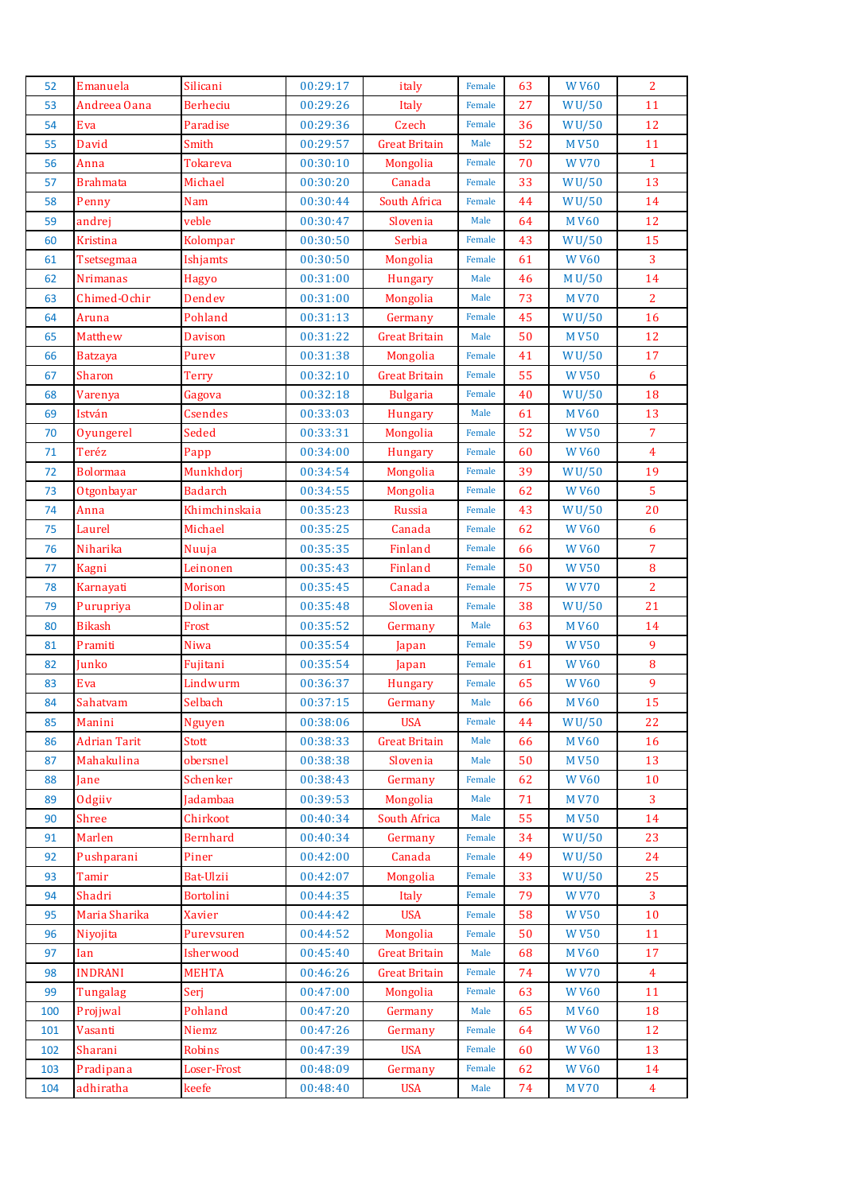| 52 | Emanuela | Silicani | 00:29:17 | italy | Female | 63 | W V60 | 2 |
|---|---|---|---|---|---|---|---|---|
| 53 | Andreea Oana | Berheciu | 00:29:26 | Italy | Female | 27 | W U/50 | 11 |
| 54 | Eva | Paradise | 00:29:36 | Czech | Female | 36 | W U/50 | 12 |
| 55 | David | Smith | 00:29:57 | Great Britain | Male | 52 | M V50 | 11 |
| 56 | Anna | Tokareva | 00:30:10 | Mongolia | Female | 70 | W V70 | 1 |
| 57 | Brahmata | Michael | 00:30:20 | Canada | Female | 33 | W U/50 | 13 |
| 58 | Penny | Nam | 00:30:44 | South Africa | Female | 44 | W U/50 | 14 |
| 59 | andrej | veble | 00:30:47 | Slovenia | Male | 64 | M V60 | 12 |
| 60 | Kristina | Kolompar | 00:30:50 | Serbia | Female | 43 | W U/50 | 15 |
| 61 | Tsetsegmaa | Ishjamts | 00:30:50 | Mongolia | Female | 61 | W V60 | 3 |
| 62 | Nrimanas | Hagyo | 00:31:00 | Hungary | Male | 46 | M U/50 | 14 |
| 63 | Chimed-Ochir | Dendev | 00:31:00 | Mongolia | Male | 73 | M V70 | 2 |
| 64 | Aruna | Pohland | 00:31:13 | Germany | Female | 45 | W U/50 | 16 |
| 65 | Matthew | Davison | 00:31:22 | Great Britain | Male | 50 | M V50 | 12 |
| 66 | Batzaya | Purev | 00:31:38 | Mongolia | Female | 41 | W U/50 | 17 |
| 67 | Sharon | Terry | 00:32:10 | Great Britain | Female | 55 | W V50 | 6 |
| 68 | Varenya | Gagova | 00:32:18 | Bulgaria | Female | 40 | W U/50 | 18 |
| 69 | István | Csendes | 00:33:03 | Hungary | Male | 61 | M V60 | 13 |
| 70 | Oyungerel | Seded | 00:33:31 | Mongolia | Female | 52 | W V50 | 7 |
| 71 | Teréz | Papp | 00:34:00 | Hungary | Female | 60 | W V60 | 4 |
| 72 | Bolormaa | Munkhdorj | 00:34:54 | Mongolia | Female | 39 | W U/50 | 19 |
| 73 | Otgonbayar | Badarch | 00:34:55 | Mongolia | Female | 62 | W V60 | 5 |
| 74 | Anna | Khimchinskaia | 00:35:23 | Russia | Female | 43 | W U/50 | 20 |
| 75 | Laurel | Michael | 00:35:25 | Canada | Female | 62 | W V60 | 6 |
| 76 | Niharika | Nuuja | 00:35:35 | Finland | Female | 66 | W V60 | 7 |
| 77 | Kagni | Leinonen | 00:35:43 | Finland | Female | 50 | W V50 | 8 |
| 78 | Karnayati | Morison | 00:35:45 | Canada | Female | 75 | W V70 | 2 |
| 79 | Purupriya | Dolinar | 00:35:48 | Slovenia | Female | 38 | W U/50 | 21 |
| 80 | Bikash | Frost | 00:35:52 | Germany | Male | 63 | M V60 | 14 |
| 81 | Pramiti | Niwa | 00:35:54 | Japan | Female | 59 | W V50 | 9 |
| 82 | Junko | Fujitani | 00:35:54 | Japan | Female | 61 | W V60 | 8 |
| 83 | Eva | Lindwurm | 00:36:37 | Hungary | Female | 65 | W V60 | 9 |
| 84 | Sahatvam | Selbach | 00:37:15 | Germany | Male | 66 | M V60 | 15 |
| 85 | Manini | Nguyen | 00:38:06 | USA | Female | 44 | W U/50 | 22 |
| 86 | Adrian Tarit | Stott | 00:38:33 | Great Britain | Male | 66 | M V60 | 16 |
| 87 | Mahakulina | obersnel | 00:38:38 | Slovenia | Male | 50 | M V50 | 13 |
| 88 | Jane | Schenker | 00:38:43 | Germany | Female | 62 | W V60 | 10 |
| 89 | Odgiiv | Jadambaa | 00:39:53 | Mongolia | Male | 71 | M V70 | 3 |
| 90 | Shree | Chirkoot | 00:40:34 | South Africa | Male | 55 | M V50 | 14 |
| 91 | Marlen | Bernhard | 00:40:34 | Germany | Female | 34 | W U/50 | 23 |
| 92 | Pushparani | Piner | 00:42:00 | Canada | Female | 49 | W U/50 | 24 |
| 93 | Tamir | Bat-Ulzii | 00:42:07 | Mongolia | Female | 33 | W U/50 | 25 |
| 94 | Shadri | Bortolini | 00:44:35 | Italy | Female | 79 | W V70 | 3 |
| 95 | Maria Sharika | Xavier | 00:44:42 | USA | Female | 58 | W V50 | 10 |
| 96 | Niyojita | Purevsuren | 00:44:52 | Mongolia | Female | 50 | W V50 | 11 |
| 97 | Ian | Isherwood | 00:45:40 | Great Britain | Male | 68 | M V60 | 17 |
| 98 | INDRANI | MEHTA | 00:46:26 | Great Britain | Female | 74 | W V70 | 4 |
| 99 | Tungalag | Serj | 00:47:00 | Mongolia | Female | 63 | W V60 | 11 |
| 100 | Projjwal | Pohland | 00:47:20 | Germany | Male | 65 | M V60 | 18 |
| 101 | Vasanti | Niemz | 00:47:26 | Germany | Female | 64 | W V60 | 12 |
| 102 | Sharani | Robins | 00:47:39 | USA | Female | 60 | W V60 | 13 |
| 103 | Pradipana | Loser-Frost | 00:48:09 | Germany | Female | 62 | W V60 | 14 |
| 104 | adhiratha | keefe | 00:48:40 | USA | Male | 74 | M V70 | 4 |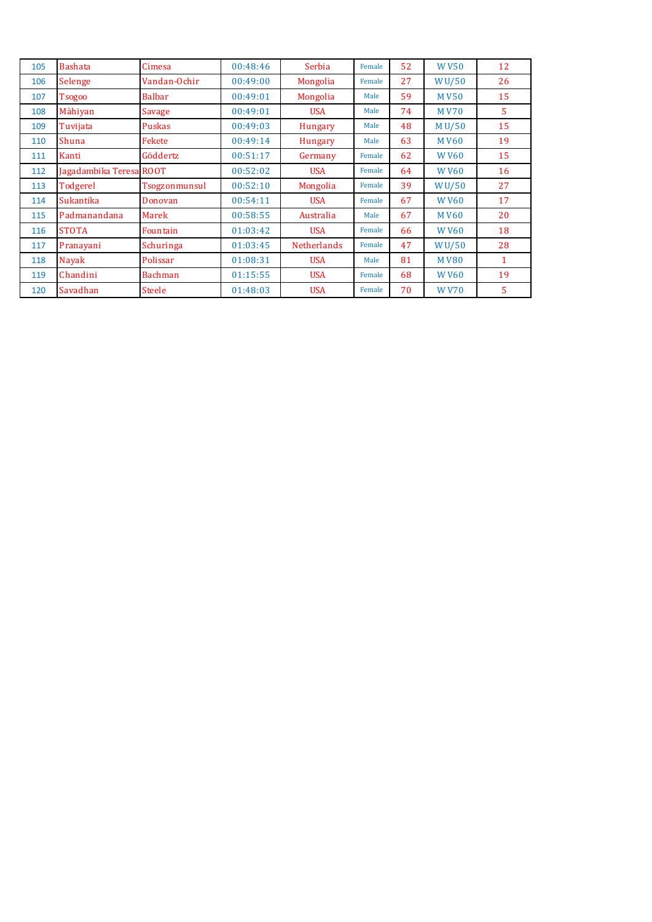| | | | | | | | | |
|---|---|---|---|---|---|---|---|---|
| 105 | Bashata | Cimesa | 00:48:46 | Serbia | Female | 52 | W V50 | 12 |
| 106 | Selenge | Vandan-Ochir | 00:49:00 | Mongolia | Female | 27 | W U/50 | 26 |
| 107 | Tsogoo | Balbar | 00:49:01 | Mongolia | Male | 59 | M V50 | 15 |
| 108 | Màhiyan | Savage | 00:49:01 | USA | Male | 74 | M V70 | 5 |
| 109 | Tuvijata | Puskas | 00:49:03 | Hungary | Male | 48 | M U/50 | 15 |
| 110 | Shuna | Fekete | 00:49:14 | Hungary | Male | 63 | M V60 | 19 |
| 111 | Kanti | Göddertz | 00:51:17 | Germany | Female | 62 | W V60 | 15 |
| 112 | Jagadambika Teresa | ROOT | 00:52:02 | USA | Female | 64 | W V60 | 16 |
| 113 | Todgerel | Tsogzonmunsul | 00:52:10 | Mongolia | Female | 39 | W U/50 | 27 |
| 114 | Sukantika | Donovan | 00:54:11 | USA | Female | 67 | W V60 | 17 |
| 115 | Padmanandana | Marek | 00:58:55 | Australia | Male | 67 | M V60 | 20 |
| 116 | STOTA | Fountain | 01:03:42 | USA | Female | 66 | W V60 | 18 |
| 117 | Pranayani | Schuringa | 01:03:45 | Netherlands | Female | 47 | W U/50 | 28 |
| 118 | Nayak | Polissar | 01:08:31 | USA | Male | 81 | M V80 | 1 |
| 119 | Chandini | Bachman | 01:15:55 | USA | Female | 68 | W V60 | 19 |
| 120 | Savadhan | Steele | 01:48:03 | USA | Female | 70 | W V70 | 5 |